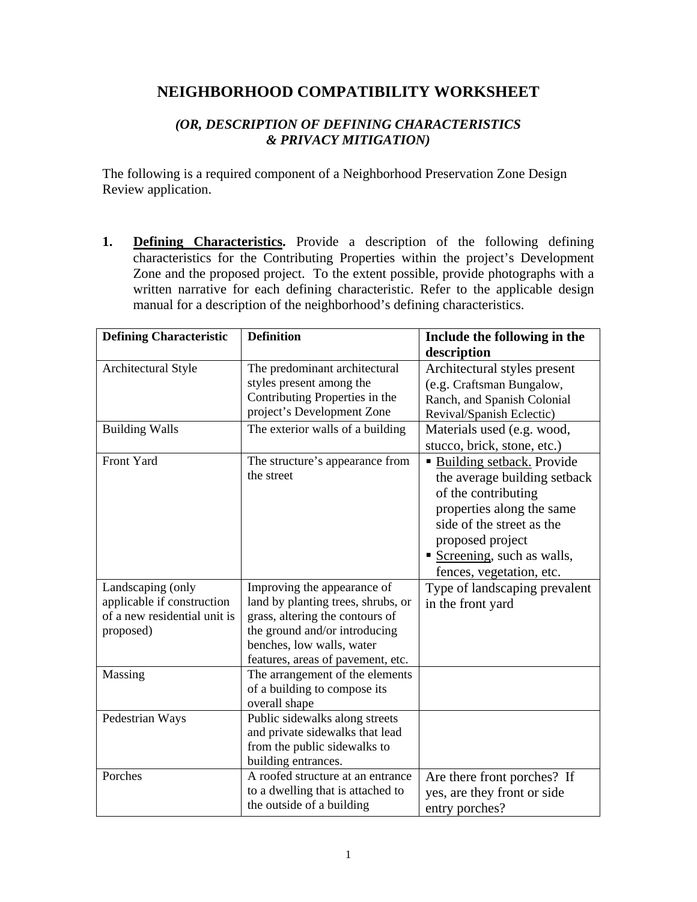# NEIGHBORHOOD COMPATIBILITY WORKSHEET

### *(OR, DESCRIPTION OF DEFINING CHARACTERISTICS & PRIVACY MITIGATION)*

The following is a required component of a Neighborhood Preservation Zone Design Review application.

**1. Defining Characteristics.** Provide a description of the following defining characteristics for the Contributing Properties within the project's Development Zone and the proposed project. To the extent possible, provide photographs with a written narrative for each defining characteristic. Refer to the applicable design manual for a description of the neighborhood's defining characteristics.

| Defining Characteristic | Definition | Include the following in the description |
| --- | --- | --- |
| Architectural Style | The predominant architectural styles present among the Contributing Properties in the project's Development Zone | Architectural styles present (e.g. Craftsman Bungalow, Ranch, and Spanish Colonial Revival/Spanish Eclectic) |
| Building Walls | The exterior walls of a building | Materials used (e.g. wood, stucco, brick, stone, etc.) |
| Front Yard | The structure's appearance from the street | ▪ Building setback. Provide the average building setback of the contributing properties along the same side of the street as the proposed project<br>▪ Screening, such as walls, fences, vegetation, etc. |
| Landscaping (only applicable if construction of a new residential unit is proposed) | Improving the appearance of land by planting trees, shrubs, or grass, altering the contours of the ground and/or introducing benches, low walls, water features, areas of pavement, etc. | Type of landscaping prevalent in the front yard |
| Massing | The arrangement of the elements of a building to compose its overall shape | |
| Pedestrian Ways | Public sidewalks along streets and private sidewalks that lead from the public sidewalks to building entrances. | |
| Porches | A roofed structure at an entrance to a dwelling that is attached to the outside of a building | Are there front porches? If yes, are they front or side entry porches? |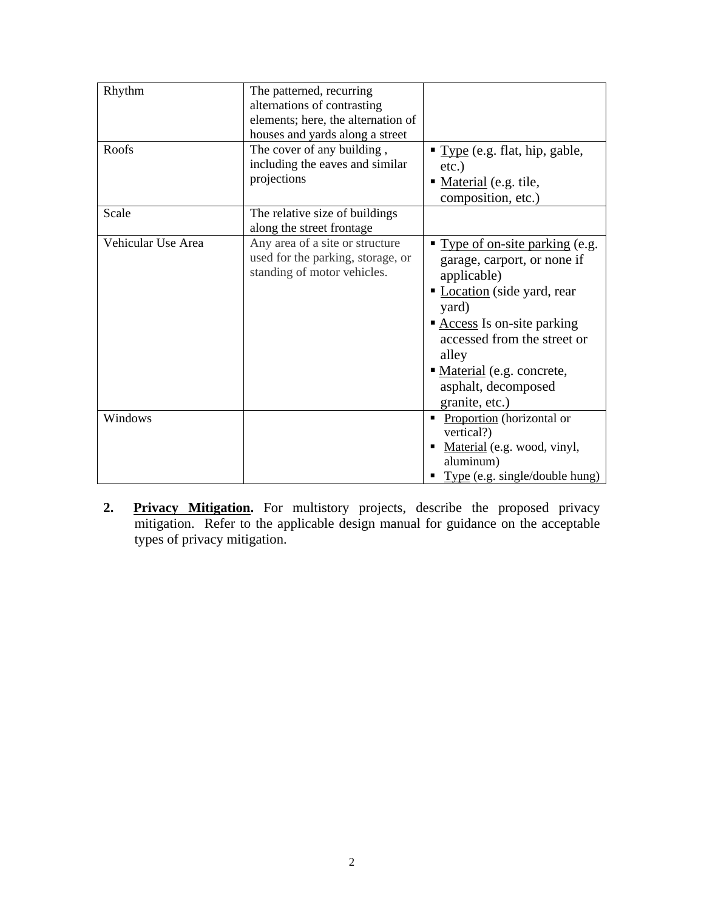| | | |
|---|---|---|
| Rhythm | The patterned, recurring alternations of contrasting elements; here, the alternation of houses and yards along a street | |
| Roofs | The cover of any building , including the eaves and similar projections | ▪ Type (e.g. flat, hip, gable, etc.)<br>▪ Material (e.g. tile, composition, etc.) |
| Scale | The relative size of buildings along the street frontage | |
| Vehicular Use Area | Any area of a site or structure used for the parking, storage, or standing of motor vehicles. | ▪ Type of on-site parking (e.g. garage, carport, or none if applicable)<br>▪ Location (side yard, rear yard)<br>▪ Access Is on-site parking accessed from the street or alley<br>▪ Material (e.g. concrete, asphalt, decomposed granite, etc.) |
| Windows | | ▪ Proportion (horizontal or vertical?)<br>▪ Material (e.g. wood, vinyl, aluminum)<br>▪ Type (e.g. single/double hung) |

**2. Privacy Mitigation.** For multistory projects, describe the proposed privacy mitigation. Refer to the applicable design manual for guidance on the acceptable types of privacy mitigation.